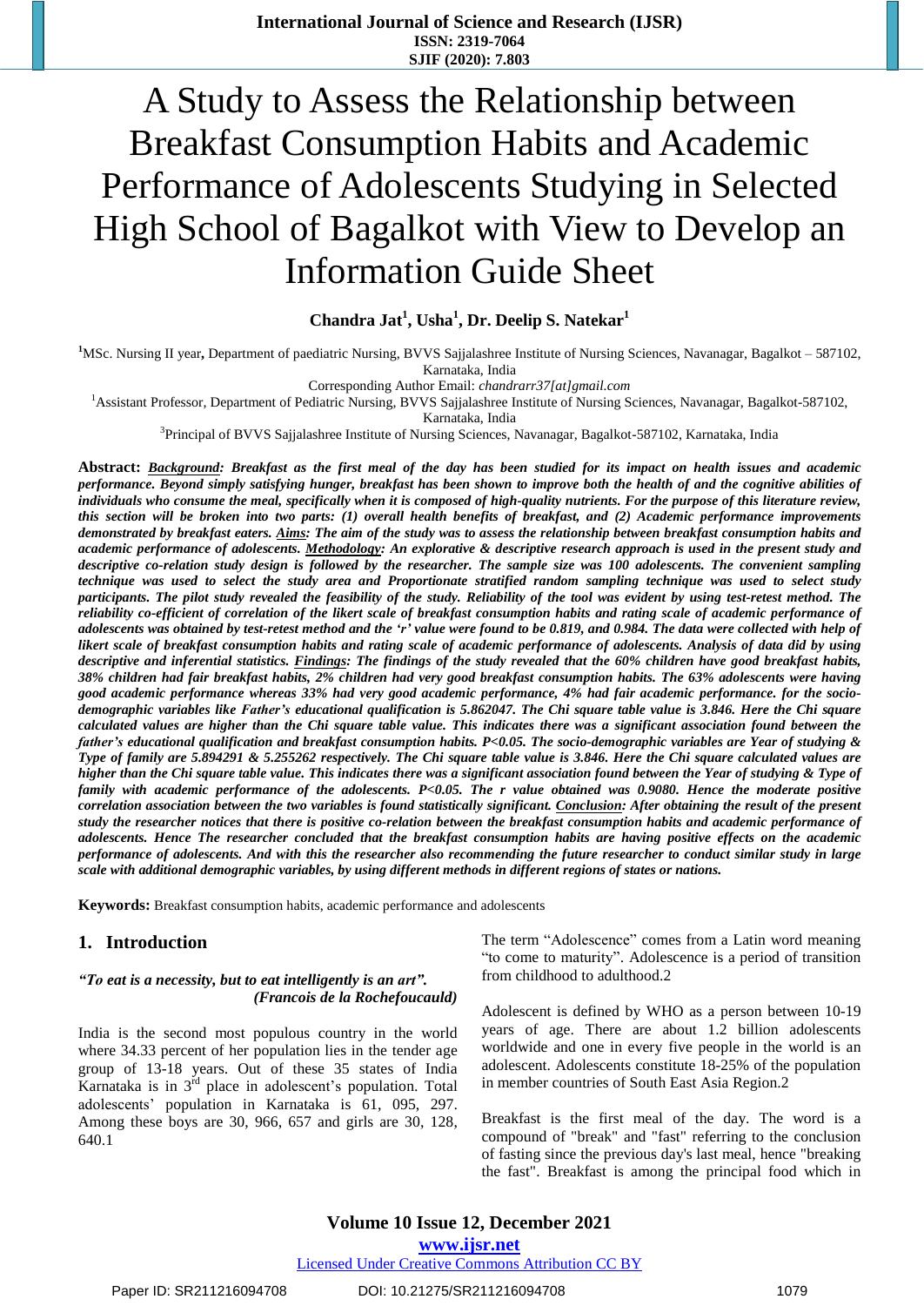# A Study to Assess the Relationship between Breakfast Consumption Habits and Academic Performance of Adolescents Studying in Selected High School of Bagalkot with View to Develop an Information Guide Sheet

**Chandra Jat[1], Usha[1], Dr. Deelip S. Natekar[1]**

[1]MSc. Nursing II year, Department of paediatric Nursing, BVVS Sajjalashree Institute of Nursing Sciences, Navanagar, Bagalkot – 587102, Karnataka, India

Corresponding Author Email: *chandrarr37[at]gmail.com*

[1]Assistant Professor, Department of Pediatric Nursing, BVVS Sajjalashree Institute of Nursing Sciences, Navanagar, Bagalkot-587102, Karnataka, India

[3]Principal of BVVS Sajjalashree Institute of Nursing Sciences, Navanagar, Bagalkot-587102, Karnataka, India

**Abstract:** ***Background:*** ***Breakfast as the first meal of the day has been studied for its impact on health issues and academic performance. Beyond simply satisfying hunger, breakfast has been shown to improve both the health of and the cognitive abilities of individuals who consume the meal, specifically when it is composed of high-quality nutrients. For the purpose of this literature review, this section will be broken into two parts: (1) overall health benefits of breakfast, and (2) Academic performance improvements demonstrated by breakfast eaters. Aims: The aim of the study was to assess the relationship between breakfast consumption habits and academic performance of adolescents. Methodology: An explorative & descriptive research approach is used in the present study and descriptive co-relation study design is followed by the researcher. The sample size was 100 adolescents. The convenient sampling technique was used to select the study area and Proportionate stratified random sampling technique was used to select study participants. The pilot study revealed the feasibility of the study. Reliability of the tool was evident by using test-retest method. The reliability co-efficient of correlation of the likert scale of breakfast consumption habits and rating scale of academic performance of adolescents was obtained by test-retest method and the 'r' value were found to be 0.819, and 0.984. The data were collected with help of likert scale of breakfast consumption habits and rating scale of academic performance of adolescents. Analysis of data did by using descriptive and inferential statistics. Findings: The findings of the study revealed that the 60% children have good breakfast habits, 38% children had fair breakfast habits, 2% children had very good breakfast consumption habits. The 63% adolescents were having good academic performance whereas 33% had very good academic performance, 4% had fair academic performance. for the socio-demographic variables like Father's educational qualification is 5.862047. The Chi square table value is 3.846. Here the Chi square calculated values are higher than the Chi square table value. This indicates there was a significant association found between the father's educational qualification and breakfast consumption habits. P<0.05. The socio-demographic variables are Year of studying & Type of family are 5.894291 & 5.255262 respectively. The Chi square table value is 3.846. Here the Chi square calculated values are higher than the Chi square table value. This indicates there was a significant association found between the Year of studying & Type of family with academic performance of the adolescents. P<0.05. The r value obtained was 0.9080. Hence the moderate positive correlation association between the two variables is found statistically significant. Conclusion: After obtaining the result of the present study the researcher notices that there is positive co-relation between the breakfast consumption habits and academic performance of adolescents. Hence The researcher concluded that the breakfast consumption habits are having positive effects on the academic performance of adolescents. And with this the researcher also recommending the future researcher to conduct similar study in large scale with additional demographic variables, by using different methods in different regions of states or nations.***

**Keywords:** Breakfast consumption habits, academic performance and adolescents

## 1. Introduction

***"To eat is a necessity, but to eat intelligently is an art".***
***(Francois de la Rochefoucauld)***

India is the second most populous country in the world where 34.33 percent of her population lies in the tender age group of 13-18 years. Out of these 35 states of India Karnataka is in 3rd place in adolescent's population. Total adolescents' population in Karnataka is 61, 095, 297. Among these boys are 30, 966, 657 and girls are 30, 128, 640.1

The term "Adolescence" comes from a Latin word meaning "to come to maturity". Adolescence is a period of transition from childhood to adulthood.2

Adolescent is defined by WHO as a person between 10-19 years of age. There are about 1.2 billion adolescents worldwide and one in every five people in the world is an adolescent. Adolescents constitute 18-25% of the population in member countries of South East Asia Region.2

Breakfast is the first meal of the day. The word is a compound of "break" and "fast" referring to the conclusion of fasting since the previous day's last meal, hence "breaking the fast". Breakfast is among the principal food which in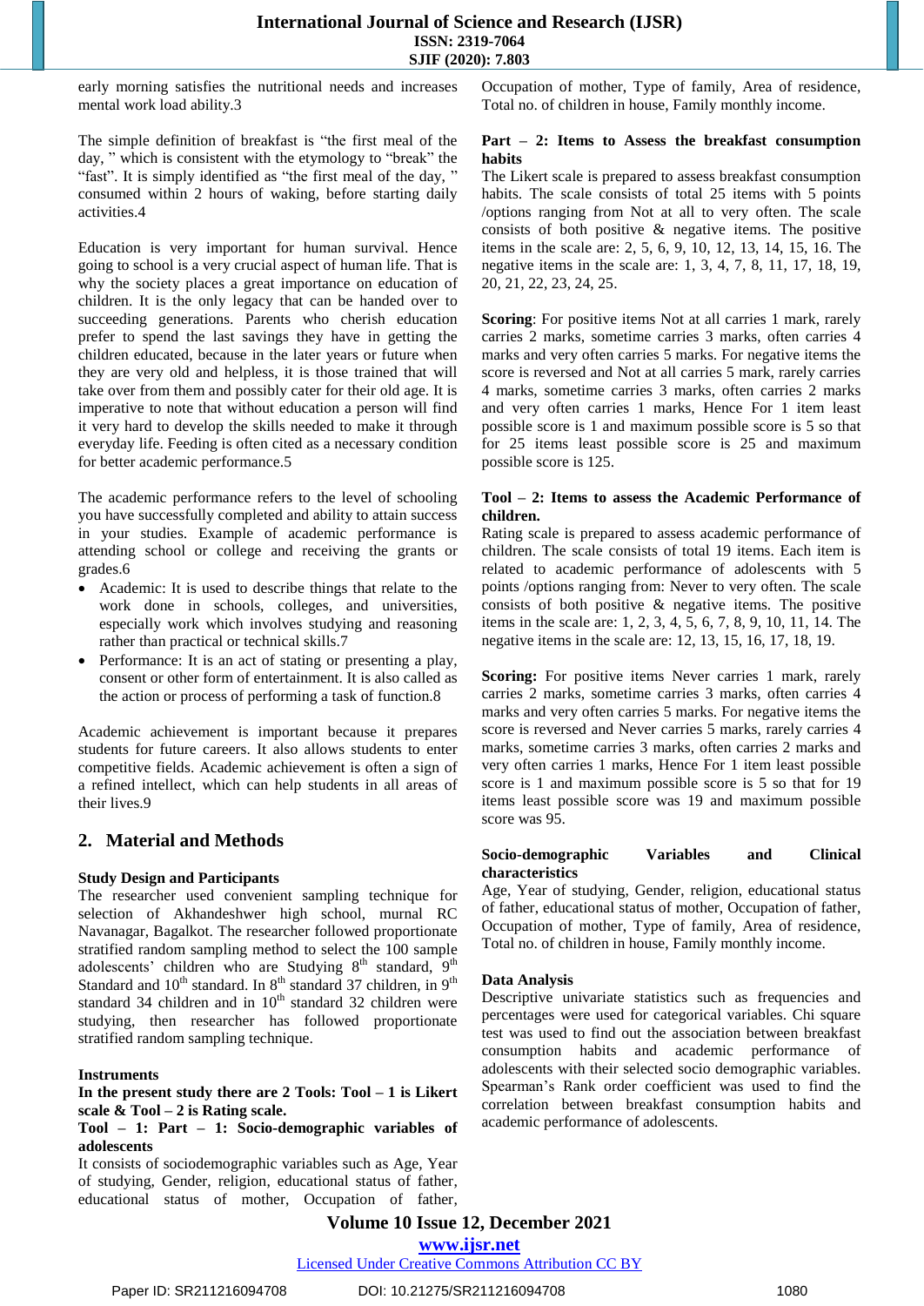early morning satisfies the nutritional needs and increases mental work load ability.3

The simple definition of breakfast is "the first meal of the day, " which is consistent with the etymology to "break" the "fast". It is simply identified as "the first meal of the day, " consumed within 2 hours of waking, before starting daily activities.4

Education is very important for human survival. Hence going to school is a very crucial aspect of human life. That is why the society places a great importance on education of children. It is the only legacy that can be handed over to succeeding generations. Parents who cherish education prefer to spend the last savings they have in getting the children educated, because in the later years or future when they are very old and helpless, it is those trained that will take over from them and possibly cater for their old age. It is imperative to note that without education a person will find it very hard to develop the skills needed to make it through everyday life. Feeding is often cited as a necessary condition for better academic performance.5

The academic performance refers to the level of schooling you have successfully completed and ability to attain success in your studies. Example of academic performance is attending school or college and receiving the grants or grades.6

- Academic: It is used to describe things that relate to the work done in schools, colleges, and universities, especially work which involves studying and reasoning rather than practical or technical skills.7
- Performance: It is an act of stating or presenting a play, consent or other form of entertainment. It is also called as the action or process of performing a task of function.8

Academic achievement is important because it prepares students for future careers. It also allows students to enter competitive fields. Academic achievement is often a sign of a refined intellect, which can help students in all areas of their lives.9

## 2. Material and Methods

### Study Design and Participants

The researcher used convenient sampling technique for selection of Akhandeshwer high school, murnal RC Navanagar, Bagalkot. The researcher followed proportionate stratified random sampling method to select the 100 sample adolescents' children who are Studying 8th standard, 9th Standard and 10th standard. In 8th standard 37 children, in 9th standard 34 children and in 10th standard 32 children were studying, then researcher has followed proportionate stratified random sampling technique.

### Instruments

**In the present study there are 2 Tools: Tool – 1 is Likert scale & Tool – 2 is Rating scale.**

**Tool – 1: Part – 1: Socio-demographic variables of adolescents**

It consists of sociodemographic variables such as Age, Year of studying, Gender, religion, educational status of father, educational status of mother, Occupation of father, Occupation of mother, Type of family, Area of residence, Total no. of children in house, Family monthly income.

**Part – 2: Items to Assess the breakfast consumption habits**

The Likert scale is prepared to assess breakfast consumption habits. The scale consists of total 25 items with 5 points /options ranging from Not at all to very often. The scale consists of both positive & negative items. The positive items in the scale are: 2, 5, 6, 9, 10, 12, 13, 14, 15, 16. The negative items in the scale are: 1, 3, 4, 7, 8, 11, 17, 18, 19, 20, 21, 22, 23, 24, 25.

**Scoring**: For positive items Not at all carries 1 mark, rarely carries 2 marks, sometime carries 3 marks, often carries 4 marks and very often carries 5 marks. For negative items the score is reversed and Not at all carries 5 mark, rarely carries 4 marks, sometime carries 3 marks, often carries 2 marks and very often carries 1 marks, Hence For 1 item least possible score is 1 and maximum possible score is 5 so that for 25 items least possible score is 25 and maximum possible score is 125.

**Tool – 2: Items to assess the Academic Performance of children.**

Rating scale is prepared to assess academic performance of children. The scale consists of total 19 items. Each item is related to academic performance of adolescents with 5 points /options ranging from: Never to very often. The scale consists of both positive & negative items. The positive items in the scale are: 1, 2, 3, 4, 5, 6, 7, 8, 9, 10, 11, 14. The negative items in the scale are: 12, 13, 15, 16, 17, 18, 19.

**Scoring:** For positive items Never carries 1 mark, rarely carries 2 marks, sometime carries 3 marks, often carries 4 marks and very often carries 5 marks. For negative items the score is reversed and Never carries 5 marks, rarely carries 4 marks, sometime carries 3 marks, often carries 2 marks and very often carries 1 marks, Hence For 1 item least possible score is 1 and maximum possible score is 5 so that for 19 items least possible score was 19 and maximum possible score was 95.

**Socio-demographic Variables and Clinical characteristics**

Age, Year of studying, Gender, religion, educational status of father, educational status of mother, Occupation of father, Occupation of mother, Type of family, Area of residence, Total no. of children in house, Family monthly income.

**Data Analysis**

Descriptive univariate statistics such as frequencies and percentages were used for categorical variables. Chi square test was used to find out the association between breakfast consumption habits and academic performance of adolescents with their selected socio demographic variables. Spearman's Rank order coefficient was used to find the correlation between breakfast consumption habits and academic performance of adolescents.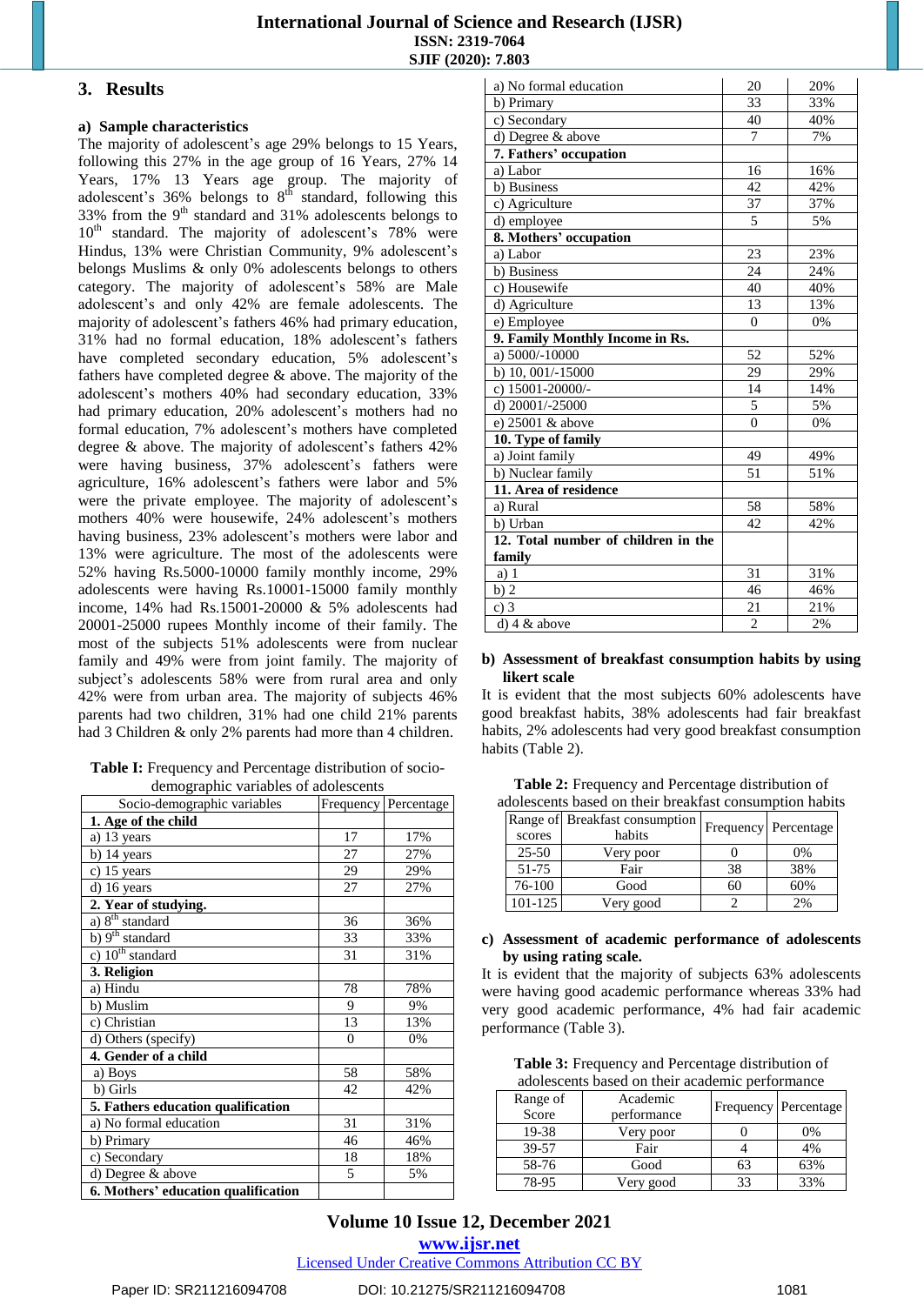## 3. Results

### a) Sample characteristics

The majority of adolescent's age 29% belongs to 15 Years, following this 27% in the age group of 16 Years, 27% 14 Years, 17% 13 Years age group. The majority of adolescent's 36% belongs to 8th standard, following this 33% from the 9th standard and 31% adolescents belongs to 10th standard. The majority of adolescent's 78% were Hindus, 13% were Christian Community, 9% adolescent's belongs Muslims & only 0% adolescents belongs to others category. The majority of adolescent's 58% are Male adolescent's and only 42% are female adolescents. The majority of adolescent's fathers 46% had primary education, 31% had no formal education, 18% adolescent's fathers have completed secondary education, 5% adolescent's fathers have completed degree & above. The majority of the adolescent's mothers 40% had secondary education, 33% had primary education, 20% adolescent's mothers had no formal education, 7% adolescent's mothers have completed degree & above. The majority of adolescent's fathers 42% were having business, 37% adolescent's fathers were agriculture, 16% adolescent's fathers were labor and 5% were the private employee. The majority of adolescent's mothers 40% were housewife, 24% adolescent's mothers having business, 23% adolescent's mothers were labor and 13% were agriculture. The most of the adolescents were 52% having Rs.5000-10000 family monthly income, 29% adolescents were having Rs.10001-15000 family monthly income, 14% had Rs.15001-20000 & 5% adolescents had 20001-25000 rupees Monthly income of their family. The most of the subjects 51% adolescents were from nuclear family and 49% were from joint family. The majority of subject's adolescents 58% were from rural area and only 42% were from urban area. The majority of subjects 46% parents had two children, 31% had one child 21% parents had 3 Children & only 2% parents had more than 4 children.

**Table I:** Frequency and Percentage distribution of socio-demographic variables of adolescents

| Socio-demographic variables | Frequency | Percentage |
|---|---|---|
| **1. Age of the child** | | |
| a) 13 years | 17 | 17% |
| b) 14 years | 27 | 27% |
| c) 15 years | 29 | 29% |
| d) 16 years | 27 | 27% |
| **2. Year of studying.** | | |
| a) 8th standard | 36 | 36% |
| b) 9th standard | 33 | 33% |
| c) 10th standard | 31 | 31% |
| **3. Religion** | | |
| a) Hindu | 78 | 78% |
| b) Muslim | 9 | 9% |
| c) Christian | 13 | 13% |
| d) Others (specify) | 0 | 0% |
| **4. Gender of a child** | | |
| a) Boys | 58 | 58% |
| b) Girls | 42 | 42% |
| **5. Fathers education qualification** | | |
| a) No formal education | 31 | 31% |
| b) Primary | 46 | 46% |
| c) Secondary | 18 | 18% |
| d) Degree & above | 5 | 5% |
| **6. Mothers' education qualification** | | |
| a) No formal education | 20 | 20% |
| b) Primary | 33 | 33% |
| c) Secondary | 40 | 40% |
| d) Degree & above | 7 | 7% |
| **7. Fathers' occupation** | | |
| a) Labor | 16 | 16% |
| b) Business | 42 | 42% |
| c) Agriculture | 37 | 37% |
| d) employee | 5 | 5% |
| **8. Mothers' occupation** | | |
| a) Labor | 23 | 23% |
| b) Business | 24 | 24% |
| c) Housewife | 40 | 40% |
| d) Agriculture | 13 | 13% |
| e) Employee | 0 | 0% |
| **9. Family Monthly Income in Rs.** | | |
| a) 5000/-10000 | 52 | 52% |
| b) 10, 001/-15000 | 29 | 29% |
| c) 15001-20000/- | 14 | 14% |
| d) 20001/-25000 | 5 | 5% |
| e) 25001 & above | 0 | 0% |
| **10. Type of family** | | |
| a) Joint family | 49 | 49% |
| b) Nuclear family | 51 | 51% |
| **11. Area of residence** | | |
| a) Rural | 58 | 58% |
| b) Urban | 42 | 42% |
| **12. Total number of children in the family** | | |
| a) 1 | 31 | 31% |
| b) 2 | 46 | 46% |
| c) 3 | 21 | 21% |
| d) 4 & above | 2 | 2% |

### b) Assessment of breakfast consumption habits by using likert scale

It is evident that the most subjects 60% adolescents have good breakfast habits, 38% adolescents had fair breakfast habits, 2% adolescents had very good breakfast consumption habits (Table 2).

**Table 2:** Frequency and Percentage distribution of adolescents based on their breakfast consumption habits

| Range of scores | Breakfast consumption habits | Frequency | Percentage |
|---|---|---|---|
| 25-50 | Very poor | 0 | 0% |
| 51-75 | Fair | 38 | 38% |
| 76-100 | Good | 60 | 60% |
| 101-125 | Very good | 2 | 2% |

### c) Assessment of academic performance of adolescents by using rating scale.

It is evident that the majority of subjects 63% adolescents were having good academic performance whereas 33% had very good academic performance, 4% had fair academic performance (Table 3).

**Table 3:** Frequency and Percentage distribution of adolescents based on their academic performance

| Range of Score | Academic performance | Frequency | Percentage |
|---|---|---|---|
| 19-38 | Very poor | 0 | 0% |
| 39-57 | Fair | 4 | 4% |
| 58-76 | Good | 63 | 63% |
| 78-95 | Very good | 33 | 33% |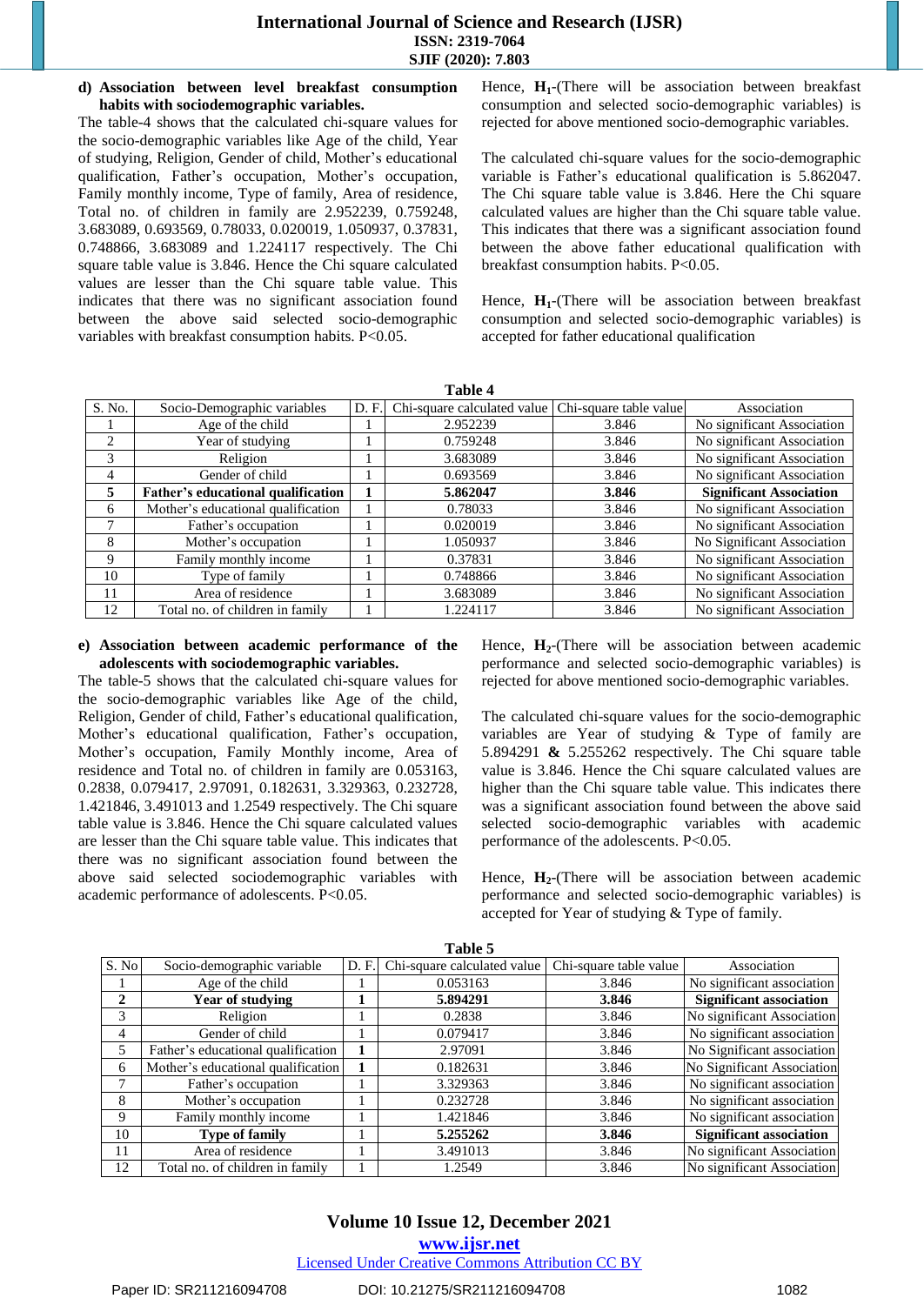**d) Association between level breakfast consumption habits with sociodemographic variables.**

The table-4 shows that the calculated chi-square values for the socio-demographic variables like Age of the child, Year of studying, Religion, Gender of child, Mother's educational qualification, Father's occupation, Mother's occupation, Family monthly income, Type of family, Area of residence, Total no. of children in family are 2.952239, 0.759248, 3.683089, 0.693569, 0.78033, 0.020019, 1.050937, 0.37831, 0.748866, 3.683089 and 1.224117 respectively. The Chi square table value is 3.846. Hence the Chi square calculated values are lesser than the Chi square table value. This indicates that there was no significant association found between the above said selected socio-demographic variables with breakfast consumption habits. P<0.05.

Hence, **H$_1$**-(There will be association between breakfast consumption and selected socio-demographic variables) is rejected for above mentioned socio-demographic variables.

The calculated chi-square values for the socio-demographic variable is Father's educational qualification is 5.862047. The Chi square table value is 3.846. Here the Chi square calculated values are higher than the Chi square table value. This indicates that there was a significant association found between the above father educational qualification with breakfast consumption habits. P<0.05.

Hence, **H$_1$**-(There will be association between breakfast consumption and selected socio-demographic variables) is accepted for father educational qualification

**Table 4**

| S. No. | Socio-Demographic variables | D. F. | Chi-square calculated value | Chi-square table value | Association |
|---|---|---|---|---|---|
| 1 | Age of the child | 1 | 2.952239 | 3.846 | No significant Association |
| 2 | Year of studying | 1 | 0.759248 | 3.846 | No significant Association |
| 3 | Religion | 1 | 3.683089 | 3.846 | No significant Association |
| 4 | Gender of child | 1 | 0.693569 | 3.846 | No significant Association |
| **5** | **Father's educational qualification** | **1** | **5.862047** | **3.846** | **Significant Association** |
| 6 | Mother's educational qualification | 1 | 0.78033 | 3.846 | No significant Association |
| 7 | Father's occupation | 1 | 0.020019 | 3.846 | No significant Association |
| 8 | Mother's occupation | 1 | 1.050937 | 3.846 | No significant Association |
| 9 | Family monthly income | 1 | 0.37831 | 3.846 | No significant Association |
| 10 | Type of family | 1 | 0.748866 | 3.846 | No significant Association |
| 11 | Area of residence | 1 | 3.683089 | 3.846 | No significant Association |
| 12 | Total no. of children in family | 1 | 1.224117 | 3.846 | No significant Association |

**e) Association between academic performance of the adolescents with sociodemographic variables.**

The table-5 shows that the calculated chi-square values for the socio-demographic variables like Age of the child, Religion, Gender of child, Father's educational qualification, Mother's educational qualification, Father's occupation, Mother's occupation, Family Monthly income, Area of residence and Total no. of children in family are 0.053163, 0.2838, 0.079417, 2.97091, 0.182631, 3.329363, 0.232728, 1.421846, 3.491013 and 1.2549 respectively. The Chi square table value is 3.846. Hence the Chi square calculated values are lesser than the Chi square table value. This indicates that there was no significant association found between the above said selected sociodemographic variables with academic performance of adolescents. P<0.05.

Hence, **H$_2$**-(There will be association between academic performance and selected socio-demographic variables) is rejected for above mentioned socio-demographic variables.

The calculated chi-square values for the socio-demographic variables are Year of studying & Type of family are 5.894291 **&** 5.255262 respectively. The Chi square table value is 3.846. Hence the Chi square calculated values are higher than the Chi square table value. This indicates there was a significant association found between the above said selected socio-demographic variables with academic performance of the adolescents. P<0.05.

Hence, **H$_2$**-(There will be association between academic performance and selected socio-demographic variables) is accepted for Year of studying & Type of family.

**Table 5**

| S. No | Socio-demographic variable | D. F. | Chi-square calculated value | Chi-square table value | Association |
|---|---|---|---|---|---|
| 1 | Age of the child | 1 | 0.053163 | 3.846 | No significant association |
| **2** | **Year of studying** | **1** | **5.894291** | **3.846** | **Significant association** |
| 3 | Religion | 1 | 0.2838 | 3.846 | No significant Association |
| 4 | Gender of child | 1 | 0.079417 | 3.846 | No significant association |
| 5 | Father's educational qualification | **1** | 2.97091 | 3.846 | No Significant Association |
| 6 | Mother's educational qualification | **1** | 0.182631 | 3.846 | No Significant Association |
| 7 | Father's occupation | 1 | 3.329363 | 3.846 | No significant association |
| 8 | Mother's occupation | 1 | 0.232728 | 3.846 | No significant association |
| 9 | Family monthly income | 1 | 1.421846 | 3.846 | No significant association |
| 10 | **Type of family** | 1 | **5.255262** | **3.846** | **Significant association** |
| 11 | Area of residence | 1 | 3.491013 | 3.846 | No significant Association |
| 12 | Total no. of children in family | 1 | 1.2549 | 3.846 | No significant Association |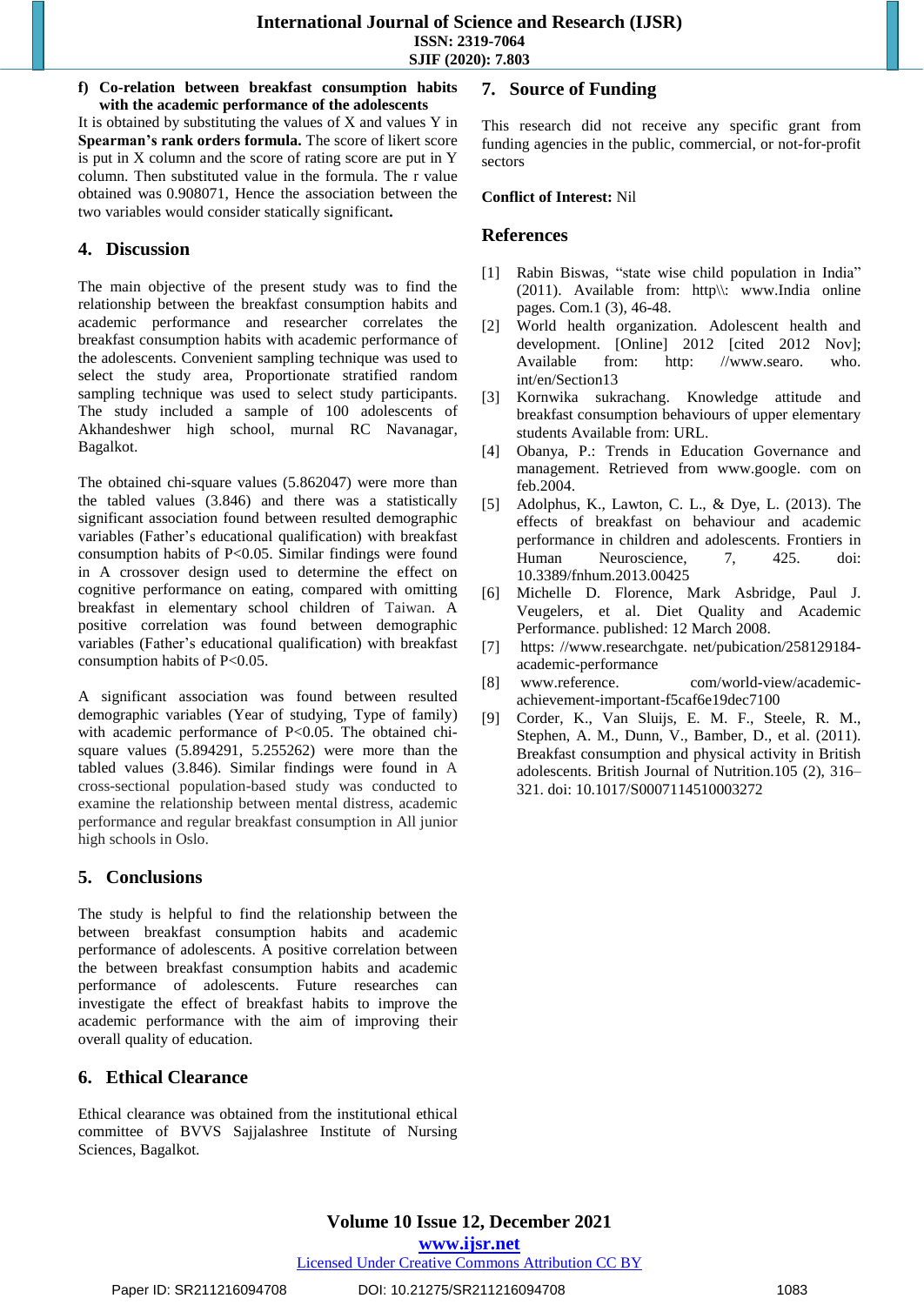**f) Co-relation between breakfast consumption habits with the academic performance of the adolescents**

It is obtained by substituting the values of X and values Y in **Spearman's rank orders formula.** The score of likert score is put in X column and the score of rating score are put in Y column. Then substituted value in the formula. The r value obtained was 0.908071, Hence the association between the two variables would consider statically significant**.**

## 4. Discussion

The main objective of the present study was to find the relationship between the breakfast consumption habits and academic performance and researcher correlates the breakfast consumption habits with academic performance of the adolescents. Convenient sampling technique was used to select the study area, Proportionate stratified random sampling technique was used to select study participants. The study included a sample of 100 adolescents of Akhandeshwer high school, murnal RC Navanagar, Bagalkot.

The obtained chi-square values (5.862047) were more than the tabled values (3.846) and there was a statistically significant association found between resulted demographic variables (Father's educational qualification) with breakfast consumption habits of P<0.05. Similar findings were found in A crossover design used to determine the effect on cognitive performance on eating, compared with omitting breakfast in elementary school children of Taiwan. A positive correlation was found between demographic variables (Father's educational qualification) with breakfast consumption habits of P<0.05.

A significant association was found between resulted demographic variables (Year of studying, Type of family) with academic performance of P<0.05. The obtained chi-square values (5.894291, 5.255262) were more than the tabled values (3.846). Similar findings were found in A cross-sectional population-based study was conducted to examine the relationship between mental distress, academic performance and regular breakfast consumption in All junior high schools in Oslo.

## 5. Conclusions

The study is helpful to find the relationship between the between breakfast consumption habits and academic performance of adolescents. A positive correlation between the between breakfast consumption habits and academic performance of adolescents. Future researches can investigate the effect of breakfast habits to improve the academic performance with the aim of improving their overall quality of education.

## 6. Ethical Clearance

Ethical clearance was obtained from the institutional ethical committee of BVVS Sajjalashree Institute of Nursing Sciences, Bagalkot.

## 7. Source of Funding

This research did not receive any specific grant from funding agencies in the public, commercial, or not-for-profit sectors

**Conflict of Interest:** Nil

## References

[1] Rabin Biswas, "state wise child population in India" (2011). Available from: http\\: www.India online pages. Com.1 (3), 46-48.

[2] World health organization. Adolescent health and development. [Online] 2012 [cited 2012 Nov]; Available from: http: //www.searo. who. int/en/Section13

[3] Kornwika sukrachang. Knowledge attitude and breakfast consumption behaviours of upper elementary students Available from: URL.

[4] Obanya, P.: Trends in Education Governance and management. Retrieved from www.google. com on feb.2004.

[5] Adolphus, K., Lawton, C. L., & Dye, L. (2013). The effects of breakfast on behaviour and academic performance in children and adolescents. Frontiers in Human Neuroscience, 7, 425. doi: 10.3389/fnhum.2013.00425

[6] Michelle D. Florence, Mark Asbridge, Paul J. Veugelers, et al. Diet Quality and Academic Performance. published: 12 March 2008.

[7] https: //www.researchgate. net/pubication/258129184-academic-performance

[8] www.reference. com/world-view/academic-achievement-important-f5caf6e19dec7100

[9] Corder, K., Van Sluijs, E. M. F., Steele, R. M., Stephen, A. M., Dunn, V., Bamber, D., et al. (2011). Breakfast consumption and physical activity in British adolescents. British Journal of Nutrition.105 (2), 316–321. doi: 10.1017/S0007114510003272